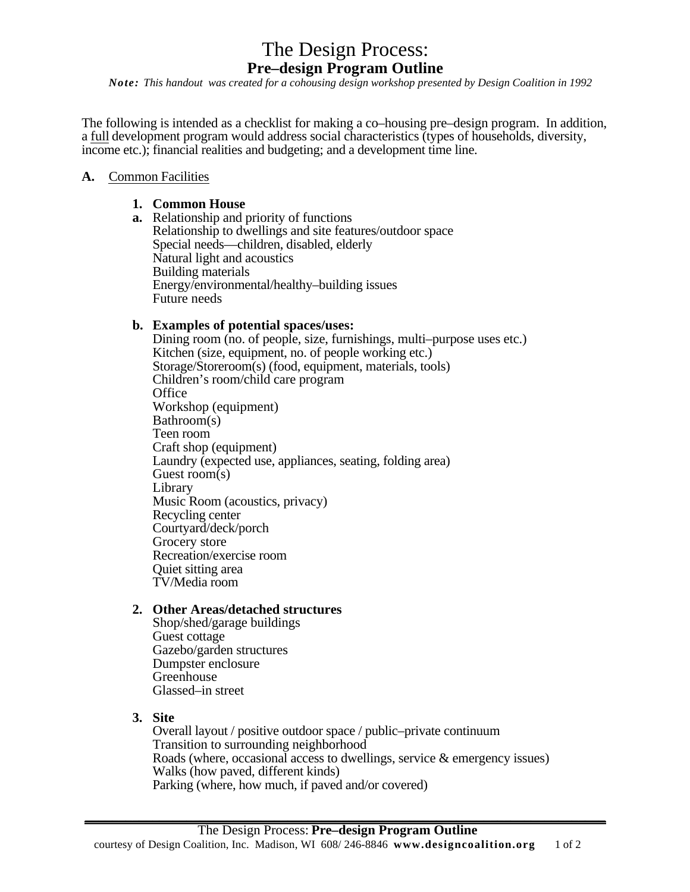# The Design Process:
## Pre–design Program Outline

***Note:** This handout was created for a cohousing design workshop presented by Design Coalition in 1992*

The following is intended as a checklist for making a co–housing pre–design program. In addition, a full development program would address social characteristics (types of households, diversity, income etc.); financial realities and budgeting; and a development time line.

**A.** Common Facilities

**1. Common House**

**a.** Relationship and priority of functions
Relationship to dwellings and site features/outdoor space
Special needs—children, disabled, elderly
Natural light and acoustics
Building materials
Energy/environmental/healthy–building issues
Future needs

**b. Examples of potential spaces/uses:**
Dining room (no. of people, size, furnishings, multi–purpose uses etc.)
Kitchen (size, equipment, no. of people working etc.)
Storage/Storeroom(s) (food, equipment, materials, tools)
Children's room/child care program
Office
Workshop (equipment)
Bathroom(s)
Teen room
Craft shop (equipment)
Laundry (expected use, appliances, seating, folding area)
Guest room(s)
Library
Music Room (acoustics, privacy)
Recycling center
Courtyard/deck/porch
Grocery store
Recreation/exercise room
Quiet sitting area
TV/Media room

**2. Other Areas/detached structures**
Shop/shed/garage buildings
Guest cottage
Gazebo/garden structures
Dumpster enclosure
Greenhouse
Glassed–in street

**3. Site**
Overall layout / positive outdoor space / public–private continuum
Transition to surrounding neighborhood
Roads (where, occasional access to dwellings, service & emergency issues)
Walks (how paved, different kinds)
Parking (where, how much, if paved and/or covered)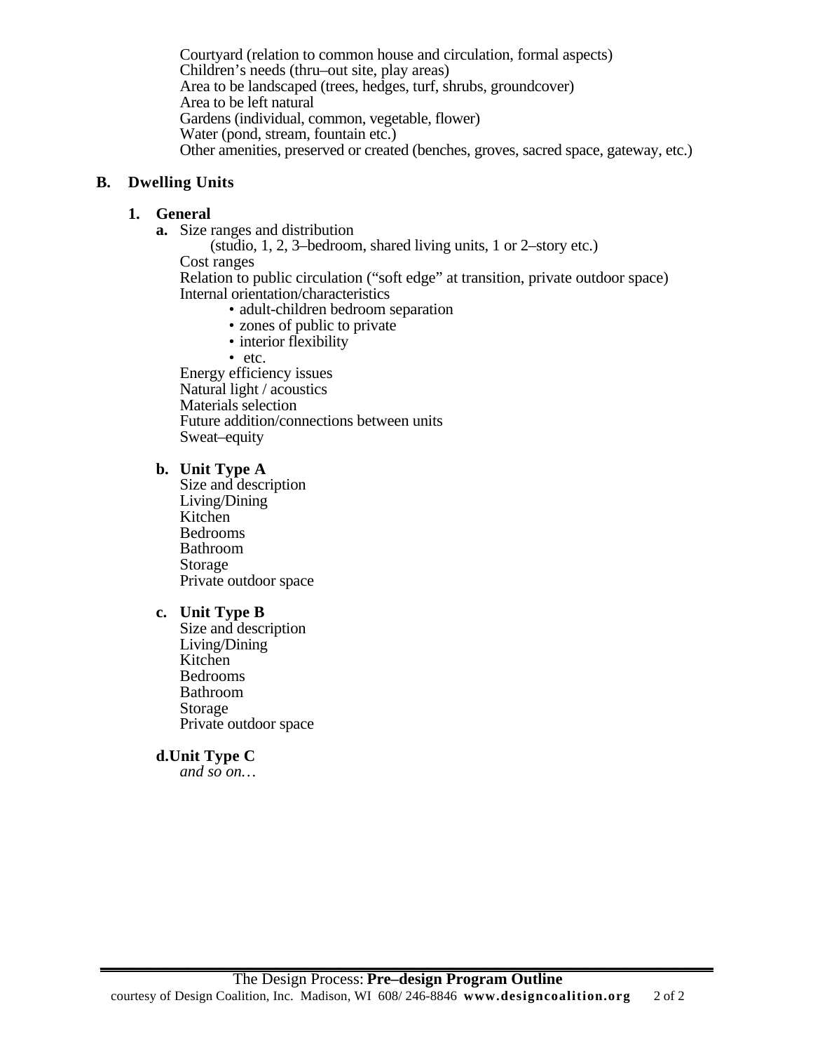Courtyard (relation to common house and circulation, formal aspects)
Children's needs (thru–out site, play areas)
Area to be landscaped (trees, hedges, turf, shrubs, groundcover)
Area to be left natural
Gardens (individual, common, vegetable, flower)
Water (pond, stream, fountain etc.)
Other amenities, preserved or created (benches, groves, sacred space, gateway, etc.)

## B. Dwelling Units

### 1. General

**a.** Size ranges and distribution
(studio, 1, 2, 3–bedroom, shared living units, 1 or 2–story etc.)
Cost ranges
Relation to public circulation ("soft edge" at transition, private outdoor space)
Internal orientation/characteristics

- adult-children bedroom separation
- zones of public to private
- interior flexibility
- etc.

Energy efficiency issues
Natural light / acoustics
Materials selection
Future addition/connections between units
Sweat–equity

**b. Unit Type A**
Size and description
Living/Dining
Kitchen
Bedrooms
Bathroom
Storage
Private outdoor space

**c. Unit Type B**
Size and description
Living/Dining
Kitchen
Bedrooms
Bathroom
Storage
Private outdoor space

**d. Unit Type C**
*and so on…*